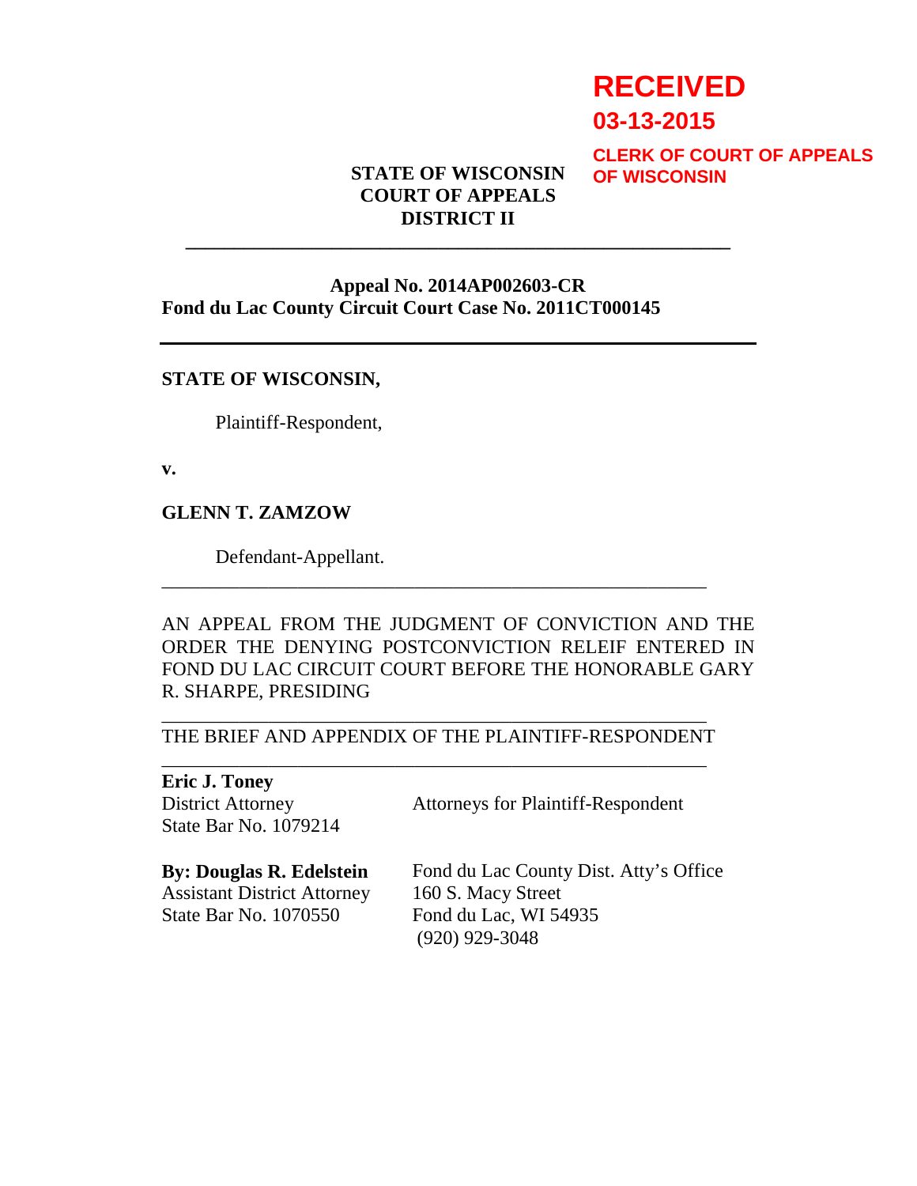**RECEIVED**

**03-13-2015**

**CLERK OF COURT OF APPEALS OF WISCONSIN**

**STATE OF WISCONSIN**
**COURT OF APPEALS**
**DISTRICT II**

---

**Appeal No. 2014AP002603-CR**
**Fond du Lac County Circuit Court Case No. 2011CT000145**

---

**STATE OF WISCONSIN,**

Plaintiff-Respondent,

**v.**

**GLENN T. ZAMZOW**

Defendant-Appellant.

---

AN APPEAL FROM THE JUDGMENT OF CONVICTION AND THE ORDER THE DENYING POSTCONVICTION RELEIF ENTERED IN FOND DU LAC CIRCUIT COURT BEFORE THE HONORABLE GARY R. SHARPE, PRESIDING

---

THE BRIEF AND APPENDIX OF THE PLAINTIFF-RESPONDENT

---

**Eric J. Toney**
District Attorney
State Bar No. 1079214

Attorneys for Plaintiff-Respondent

**By: Douglas R. Edelstein**
Assistant District Attorney
State Bar No. 1070550

Fond du Lac County Dist. Atty's Office
160 S. Macy Street
Fond du Lac, WI 54935
(920) 929-3048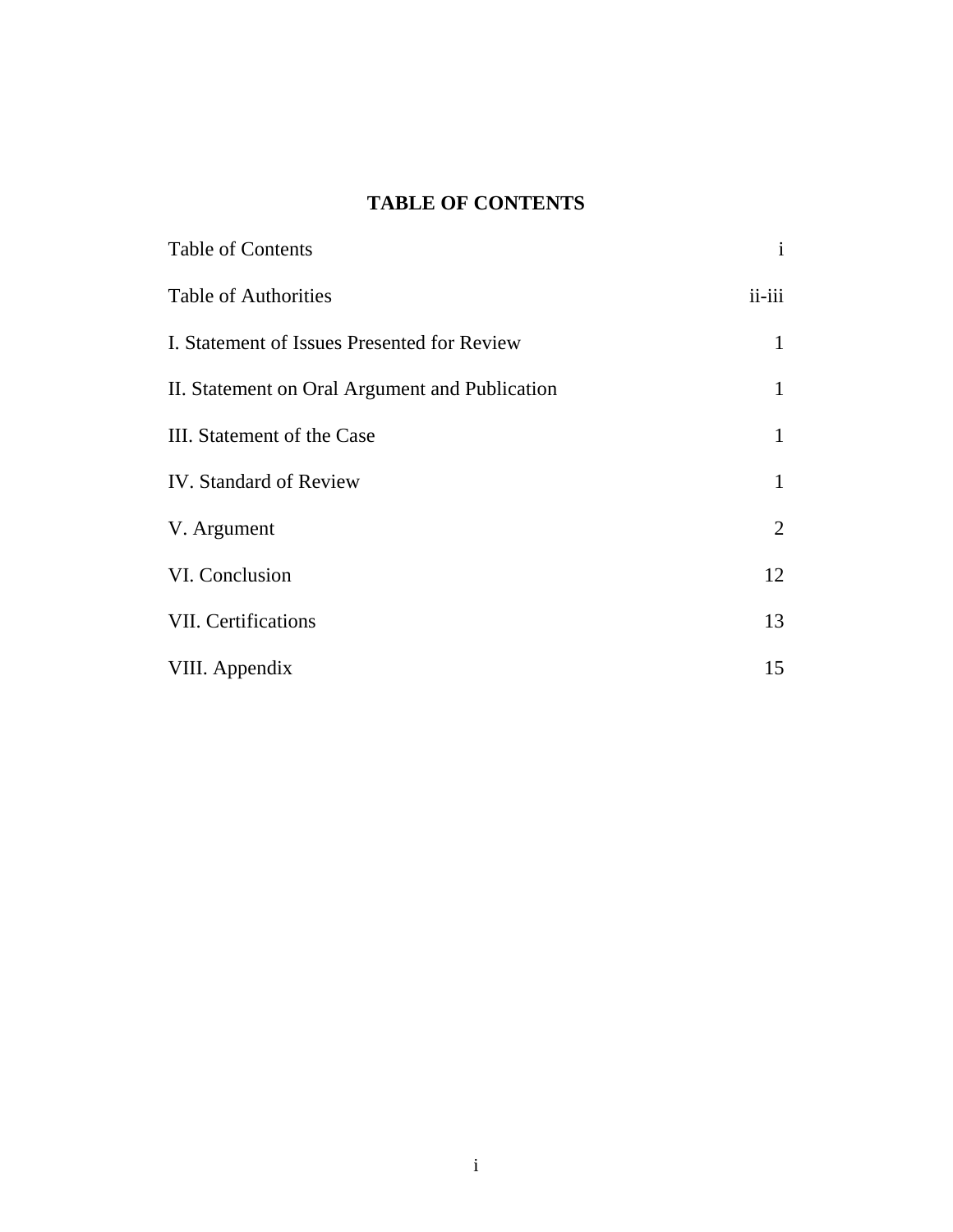# TABLE OF CONTENTS

| | |
|---|---|
| Table of Contents | i |
| Table of Authorities | ii-iii |
| I. Statement of Issues Presented for Review | 1 |
| II. Statement on Oral Argument and Publication | 1 |
| III. Statement of the Case | 1 |
| IV. Standard of Review | 1 |
| V. Argument | 2 |
| VI. Conclusion | 12 |
| VII. Certifications | 13 |
| VIII. Appendix | 15 |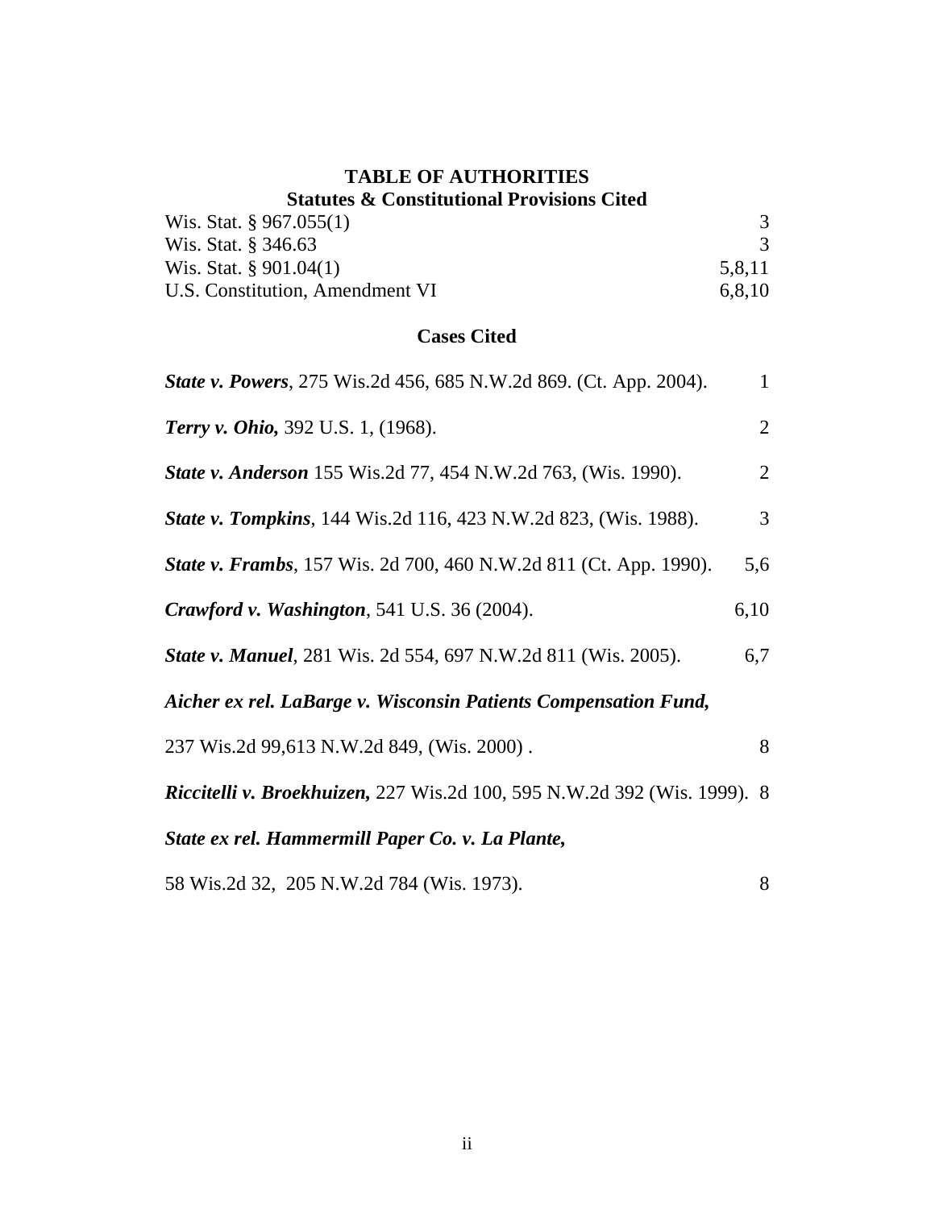# TABLE OF AUTHORITIES

## Statutes & Constitutional Provisions Cited

| | |
|---|---|
| Wis. Stat. § 967.055(1) | 3 |
| Wis. Stat. § 346.63 | 3 |
| Wis. Stat. § 901.04(1) | 5,8,11 |
| U.S. Constitution, Amendment VI | 6,8,10 |

## Cases Cited

| | |
|---|---|
| ***State v. Powers***, 275 Wis.2d 456, 685 N.W.2d 869. (Ct. App. 2004). | 1 |
| ***Terry v. Ohio,*** 392 U.S. 1, (1968). | 2 |
| ***State v. Anderson*** 155 Wis.2d 77, 454 N.W.2d 763, (Wis. 1990). | 2 |
| ***State v. Tompkins***, 144 Wis.2d 116, 423 N.W.2d 823, (Wis. 1988). | 3 |
| ***State v. Frambs***, 157 Wis. 2d 700, 460 N.W.2d 811 (Ct. App. 1990). | 5,6 |
| ***Crawford v. Washington***, 541 U.S. 36 (2004). | 6,10 |
| ***State v. Manuel***, 281 Wis. 2d 554, 697 N.W.2d 811 (Wis. 2005). | 6,7 |
| ***Aicher ex rel. LaBarge v. Wisconsin Patients Compensation Fund,*** 237 Wis.2d 99,613 N.W.2d 849, (Wis. 2000) . | 8 |
| ***Riccitelli v. Broekhuizen,*** 227 Wis.2d 100, 595 N.W.2d 392 (Wis. 1999). | 8 |
| ***State ex rel. Hammermill Paper Co. v. La Plante,*** 58 Wis.2d 32, 205 N.W.2d 784 (Wis. 1973). | 8 |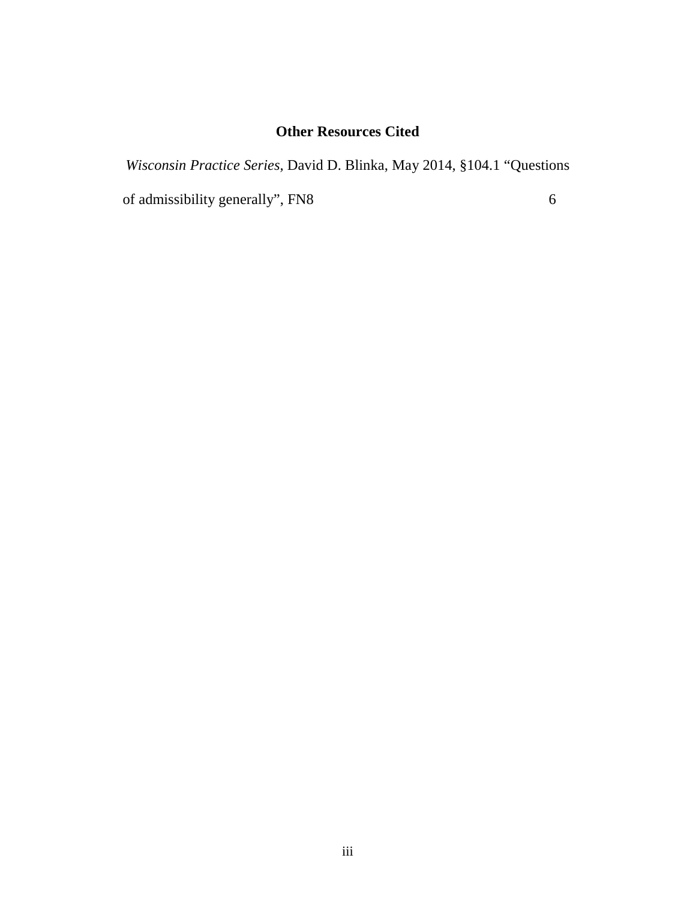## Other Resources Cited

*Wisconsin Practice Series*, David D. Blinka, May 2014, §104.1 "Questions of admissibility generally", FN8 6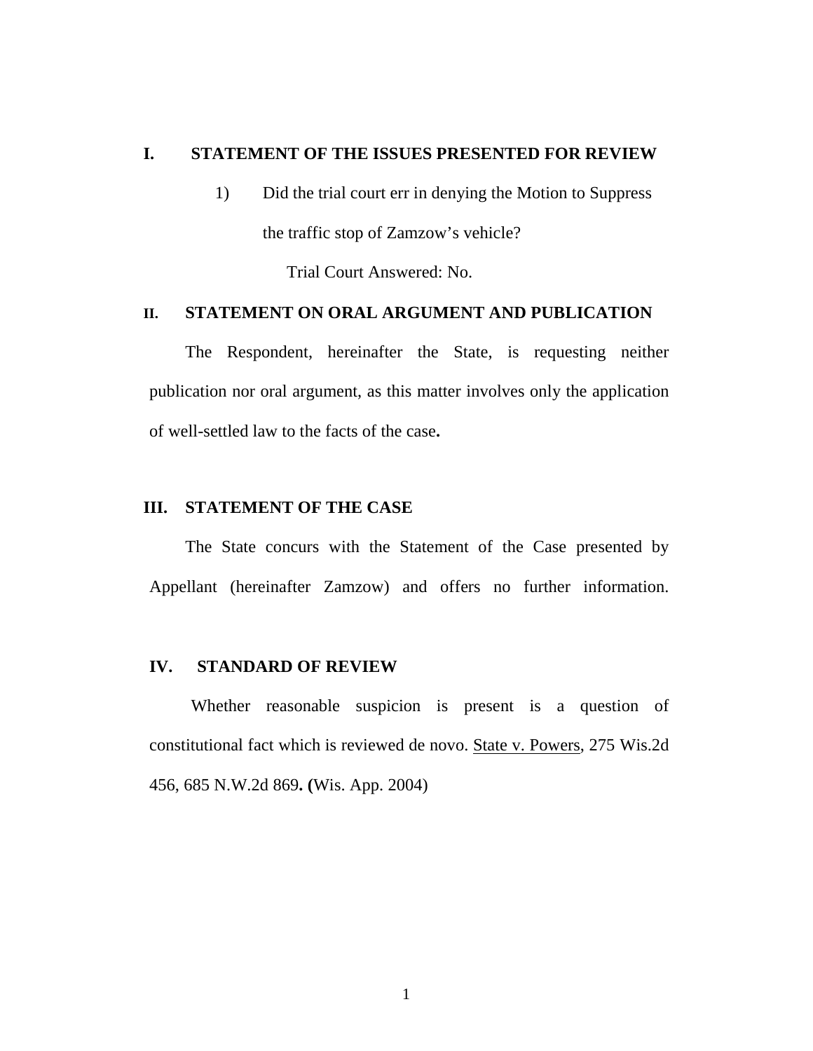## I. STATEMENT OF THE ISSUES PRESENTED FOR REVIEW

1) Did the trial court err in denying the Motion to Suppress the traffic stop of Zamzow's vehicle?

Trial Court Answered: No.

## II. STATEMENT ON ORAL ARGUMENT AND PUBLICATION

The Respondent, hereinafter the State, is requesting neither publication nor oral argument, as this matter involves only the application of well-settled law to the facts of the case**.**

## III. STATEMENT OF THE CASE

The State concurs with the Statement of the Case presented by Appellant (hereinafter Zamzow) and offers no further information.

## IV. STANDARD OF REVIEW

Whether reasonable suspicion is present is a question of constitutional fact which is reviewed de novo. State v. Powers, 275 Wis.2d 456, 685 N.W.2d 869**. (**Wis. App. 2004)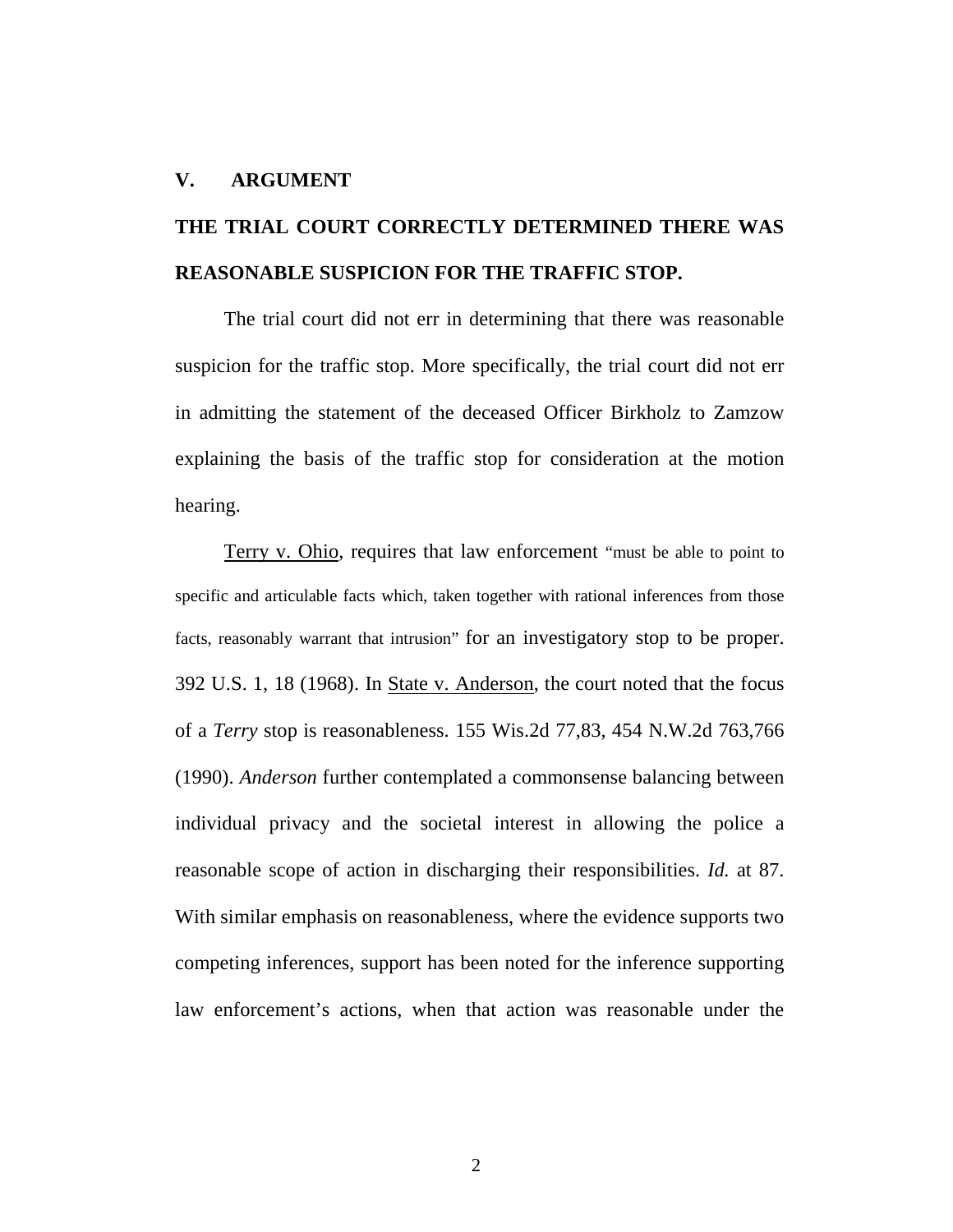## V. ARGUMENT

**THE TRIAL COURT CORRECTLY DETERMINED THERE WAS REASONABLE SUSPICION FOR THE TRAFFIC STOP.**

The trial court did not err in determining that there was reasonable suspicion for the traffic stop. More specifically, the trial court did not err in admitting the statement of the deceased Officer Birkholz to Zamzow explaining the basis of the traffic stop for consideration at the motion hearing.

Terry v. Ohio, requires that law enforcement "must be able to point to specific and articulable facts which, taken together with rational inferences from those facts, reasonably warrant that intrusion" for an investigatory stop to be proper. 392 U.S. 1, 18 (1968). In State v. Anderson, the court noted that the focus of a *Terry* stop is reasonableness. 155 Wis.2d 77,83, 454 N.W.2d 763,766 (1990). *Anderson* further contemplated a commonsense balancing between individual privacy and the societal interest in allowing the police a reasonable scope of action in discharging their responsibilities. *Id.* at 87. With similar emphasis on reasonableness, where the evidence supports two competing inferences, support has been noted for the inference supporting law enforcement's actions, when that action was reasonable under the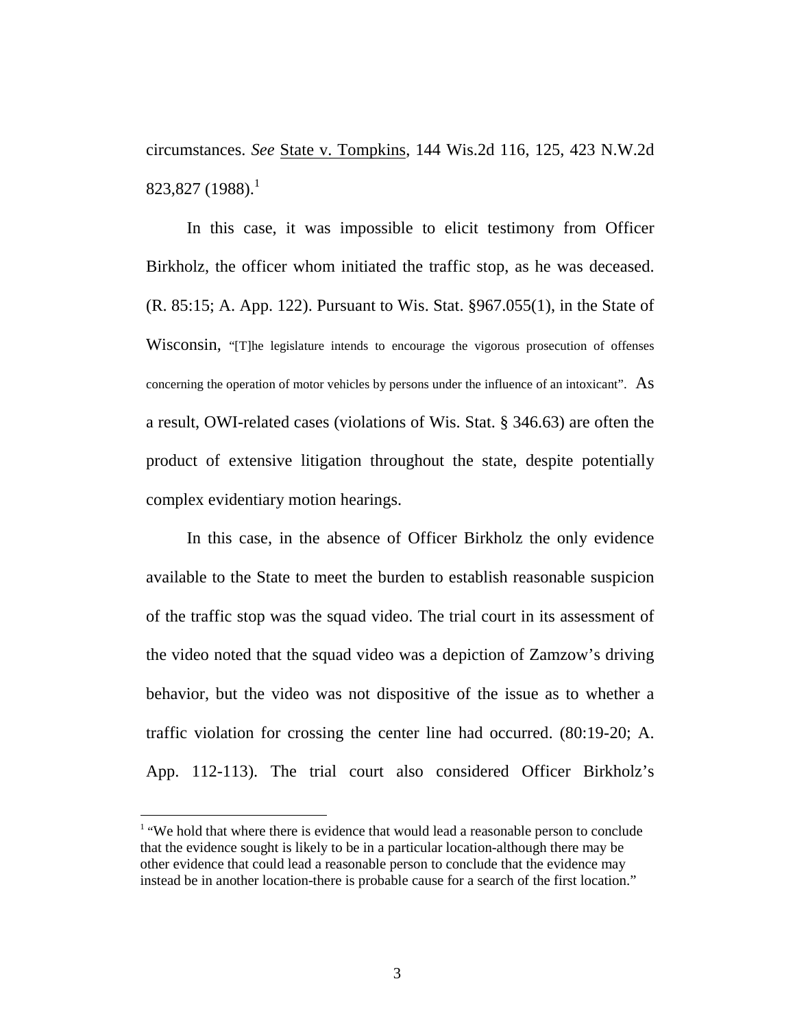circumstances. *See* State v. Tompkins, 144 Wis.2d 116, 125, 423 N.W.2d 823,827 (1988).[1]

In this case, it was impossible to elicit testimony from Officer Birkholz, the officer whom initiated the traffic stop, as he was deceased. (R. 85:15; A. App. 122). Pursuant to Wis. Stat. §967.055(1), in the State of Wisconsin, "[T]he legislature intends to encourage the vigorous prosecution of offenses concerning the operation of motor vehicles by persons under the influence of an intoxicant". As a result, OWI-related cases (violations of Wis. Stat. § 346.63) are often the product of extensive litigation throughout the state, despite potentially complex evidentiary motion hearings.

In this case, in the absence of Officer Birkholz the only evidence available to the State to meet the burden to establish reasonable suspicion of the traffic stop was the squad video. The trial court in its assessment of the video noted that the squad video was a depiction of Zamzow's driving behavior, but the video was not dispositive of the issue as to whether a traffic violation for crossing the center line had occurred. (80:19-20; A. App. 112-113). The trial court also considered Officer Birkholz's

---

[1] "We hold that where there is evidence that would lead a reasonable person to conclude that the evidence sought is likely to be in a particular location-although there may be other evidence that could lead a reasonable person to conclude that the evidence may instead be in another location-there is probable cause for a search of the first location."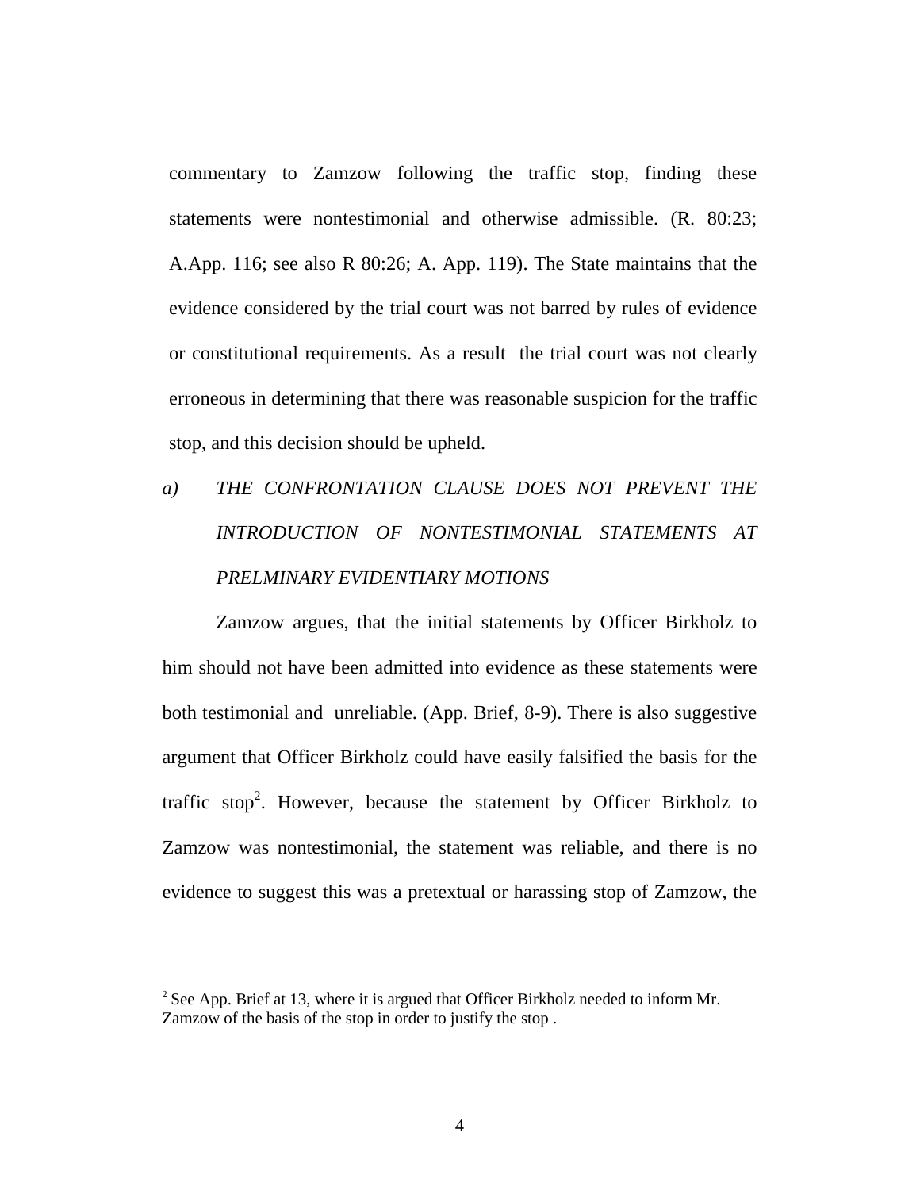commentary to Zamzow following the traffic stop, finding these statements were nontestimonial and otherwise admissible. (R. 80:23; A.App. 116; see also R 80:26; A. App. 119). The State maintains that the evidence considered by the trial court was not barred by rules of evidence or constitutional requirements. As a result the trial court was not clearly erroneous in determining that there was reasonable suspicion for the traffic stop, and this decision should be upheld.

### *a) THE CONFRONTATION CLAUSE DOES NOT PREVENT THE INTRODUCTION OF NONTESTIMONIAL STATEMENTS AT PRELMINARY EVIDENTIARY MOTIONS*

Zamzow argues, that the initial statements by Officer Birkholz to him should not have been admitted into evidence as these statements were both testimonial and unreliable. (App. Brief, 8-9). There is also suggestive argument that Officer Birkholz could have easily falsified the basis for the traffic stop[2]. However, because the statement by Officer Birkholz to Zamzow was nontestimonial, the statement was reliable, and there is no evidence to suggest this was a pretextual or harassing stop of Zamzow, the

---

[2] See App. Brief at 13, where it is argued that Officer Birkholz needed to inform Mr. Zamzow of the basis of the stop in order to justify the stop .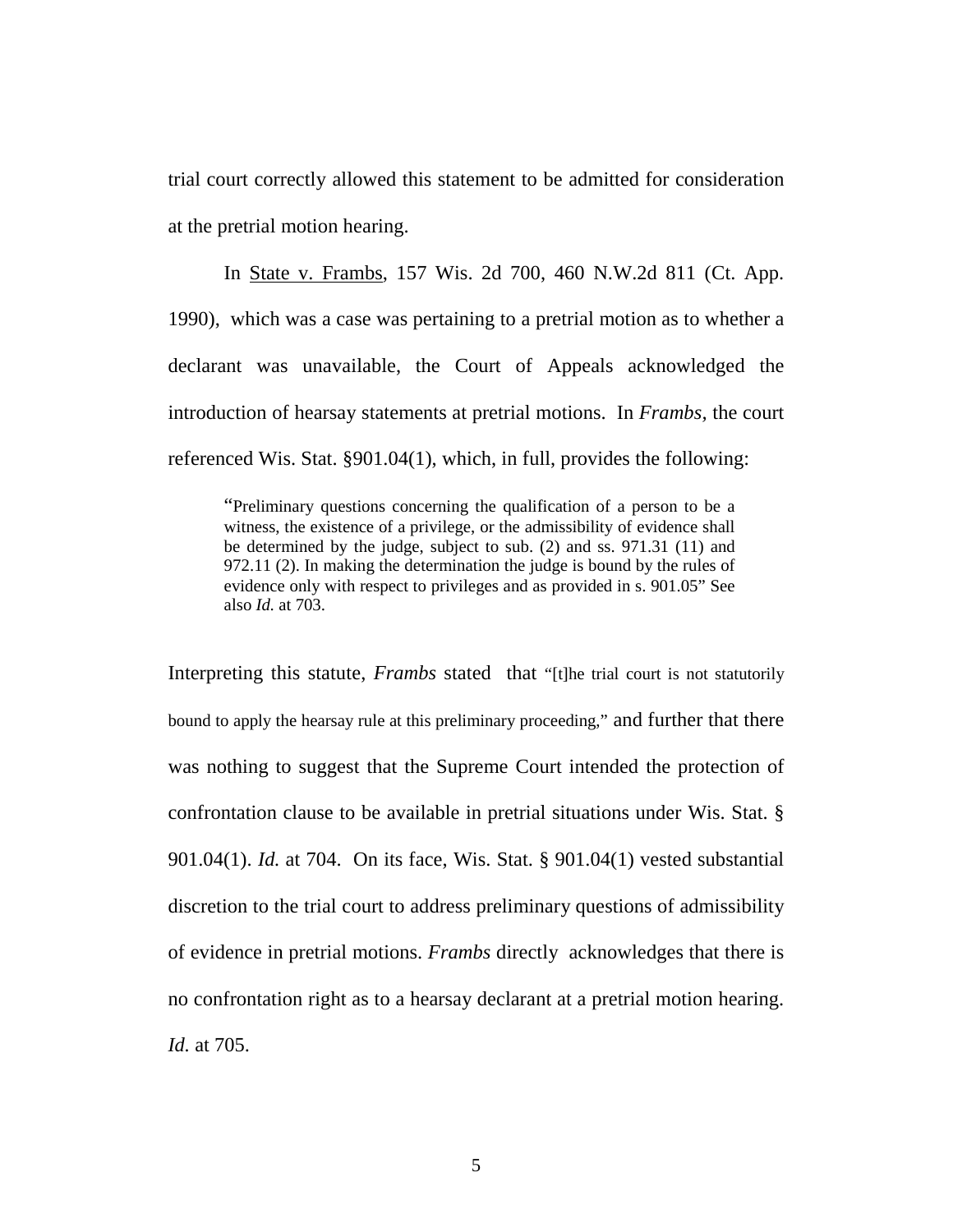trial court correctly allowed this statement to be admitted for consideration at the pretrial motion hearing.

In State v. Frambs, 157 Wis. 2d 700, 460 N.W.2d 811 (Ct. App. 1990), which was a case was pertaining to a pretrial motion as to whether a declarant was unavailable, the Court of Appeals acknowledged the introduction of hearsay statements at pretrial motions. In *Frambs,* the court referenced Wis. Stat. §901.04(1), which, in full, provides the following:

> "Preliminary questions concerning the qualification of a person to be a witness, the existence of a privilege, or the admissibility of evidence shall be determined by the judge, subject to sub. (2) and ss. 971.31 (11) and 972.11 (2). In making the determination the judge is bound by the rules of evidence only with respect to privileges and as provided in s. 901.05" See also *Id.* at 703.

Interpreting this statute, *Frambs* stated that "[t]he trial court is not statutorily bound to apply the hearsay rule at this preliminary proceeding," and further that there was nothing to suggest that the Supreme Court intended the protection of confrontation clause to be available in pretrial situations under Wis. Stat. § 901.04(1). *Id.* at 704. On its face, Wis. Stat. § 901.04(1) vested substantial discretion to the trial court to address preliminary questions of admissibility of evidence in pretrial motions. *Frambs* directly acknowledges that there is no confrontation right as to a hearsay declarant at a pretrial motion hearing. *Id.* at 705.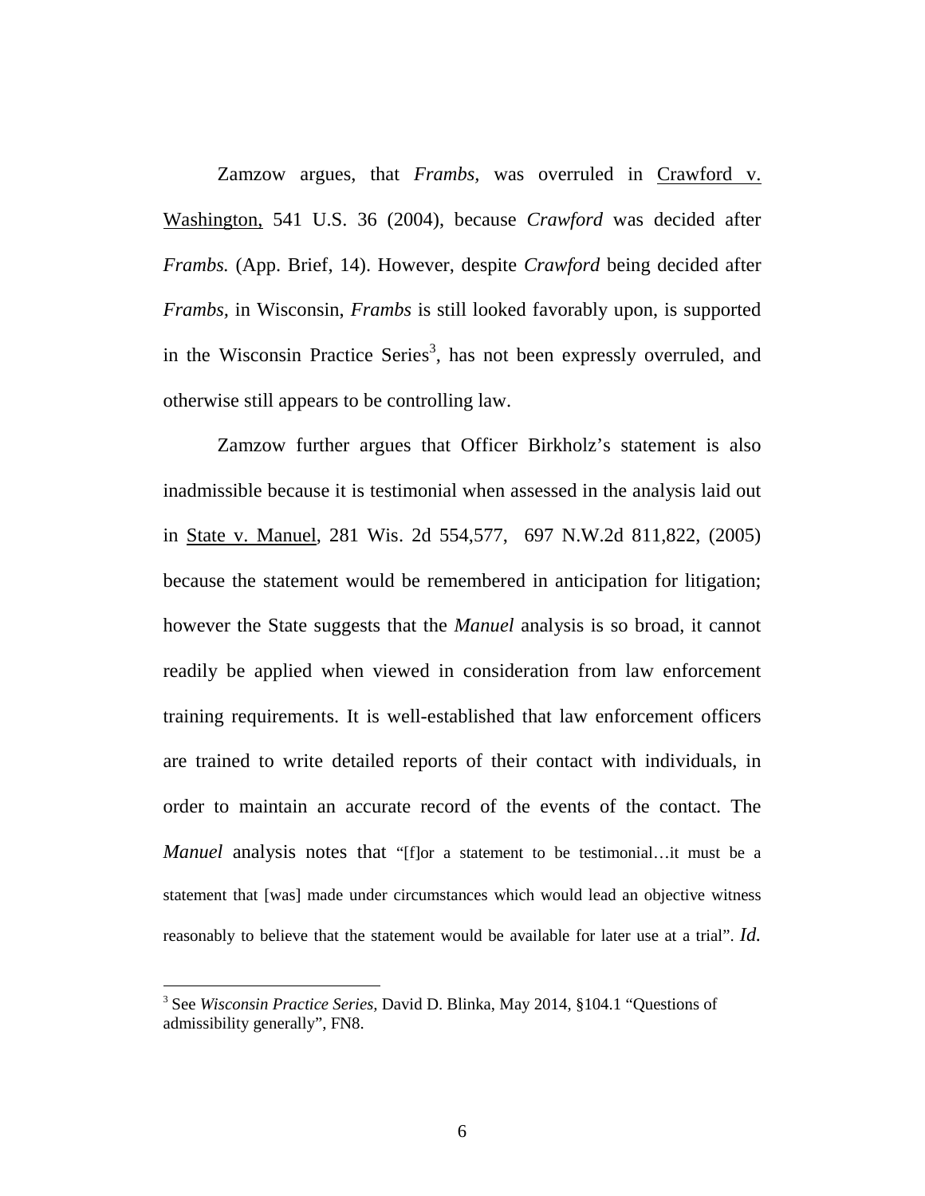Zamzow argues, that *Frambs,* was overruled in Crawford v. Washington, 541 U.S. 36 (2004), because *Crawford* was decided after *Frambs.* (App. Brief, 14). However, despite *Crawford* being decided after *Frambs,* in Wisconsin, *Frambs* is still looked favorably upon, is supported in the Wisconsin Practice Series[3], has not been expressly overruled, and otherwise still appears to be controlling law.

Zamzow further argues that Officer Birkholz's statement is also inadmissible because it is testimonial when assessed in the analysis laid out in State v. Manuel, 281 Wis. 2d 554,577, 697 N.W.2d 811,822, (2005) because the statement would be remembered in anticipation for litigation; however the State suggests that the *Manuel* analysis is so broad, it cannot readily be applied when viewed in consideration from law enforcement training requirements. It is well-established that law enforcement officers are trained to write detailed reports of their contact with individuals, in order to maintain an accurate record of the events of the contact. The *Manuel* analysis notes that "[f]or a statement to be testimonial…it must be a statement that [was] made under circumstances which would lead an objective witness reasonably to believe that the statement would be available for later use at a trial". *Id.*

[3] See *Wisconsin Practice Series,* David D. Blinka, May 2014, §104.1 "Questions of admissibility generally", FN8.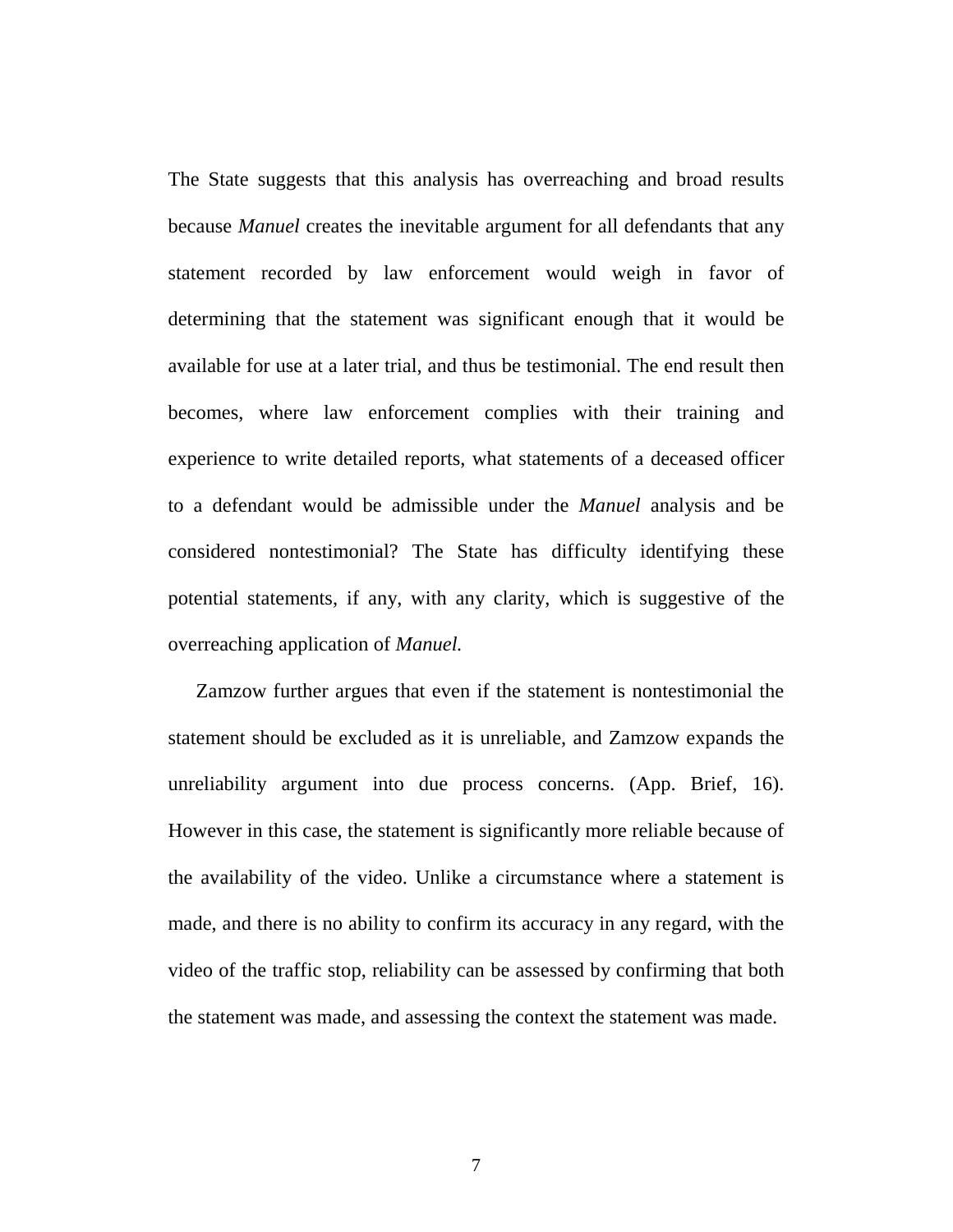The State suggests that this analysis has overreaching and broad results because *Manuel* creates the inevitable argument for all defendants that any statement recorded by law enforcement would weigh in favor of determining that the statement was significant enough that it would be available for use at a later trial, and thus be testimonial. The end result then becomes, where law enforcement complies with their training and experience to write detailed reports, what statements of a deceased officer to a defendant would be admissible under the *Manuel* analysis and be considered nontestimonial? The State has difficulty identifying these potential statements, if any, with any clarity, which is suggestive of the overreaching application of *Manuel.*

Zamzow further argues that even if the statement is nontestimonial the statement should be excluded as it is unreliable, and Zamzow expands the unreliability argument into due process concerns. (App. Brief, 16). However in this case, the statement is significantly more reliable because of the availability of the video. Unlike a circumstance where a statement is made, and there is no ability to confirm its accuracy in any regard, with the video of the traffic stop, reliability can be assessed by confirming that both the statement was made, and assessing the context the statement was made.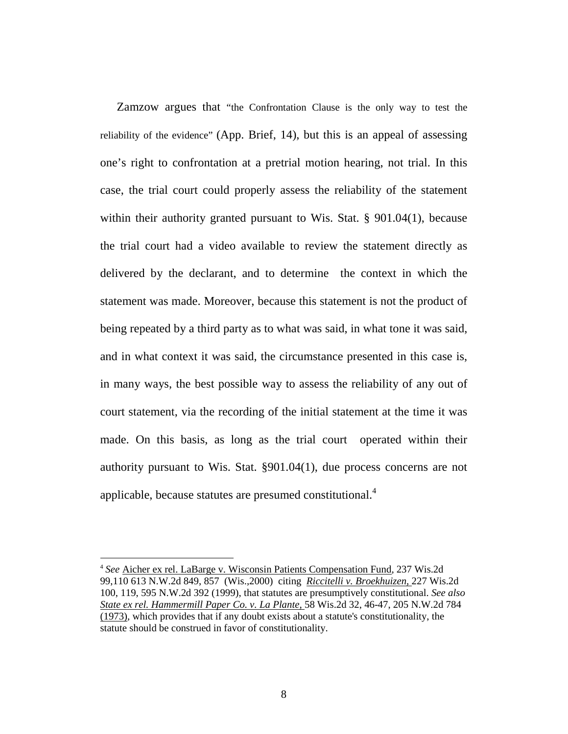Zamzow argues that "the Confrontation Clause is the only way to test the reliability of the evidence" (App. Brief, 14), but this is an appeal of assessing one's right to confrontation at a pretrial motion hearing, not trial. In this case, the trial court could properly assess the reliability of the statement within their authority granted pursuant to Wis. Stat. § 901.04(1), because the trial court had a video available to review the statement directly as delivered by the declarant, and to determine the context in which the statement was made. Moreover, because this statement is not the product of being repeated by a third party as to what was said, in what tone it was said, and in what context it was said, the circumstance presented in this case is, in many ways, the best possible way to assess the reliability of any out of court statement, via the recording of the initial statement at the time it was made. On this basis, as long as the trial court operated within their authority pursuant to Wis. Stat. §901.04(1), due process concerns are not applicable, because statutes are presumed constitutional.[4]

---

[4] *See* Aicher ex rel. LaBarge v. Wisconsin Patients Compensation Fund, 237 Wis.2d 99,110 613 N.W.2d 849, 857 (Wis.,2000) citing *Riccitelli v. Broekhuizen,* 227 Wis.2d 100, 119, 595 N.W.2d 392 (1999), that statutes are presumptively constitutional. *See also State ex rel. Hammermill Paper Co. v. La Plante,* 58 Wis.2d 32, 46-47, 205 N.W.2d 784 (1973), which provides that if any doubt exists about a statute's constitutionality, the statute should be construed in favor of constitutionality.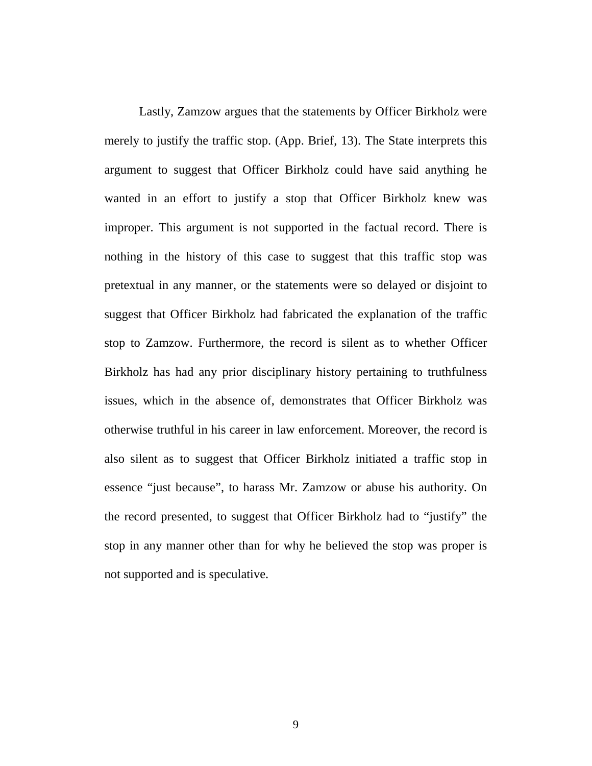Lastly, Zamzow argues that the statements by Officer Birkholz were merely to justify the traffic stop. (App. Brief, 13). The State interprets this argument to suggest that Officer Birkholz could have said anything he wanted in an effort to justify a stop that Officer Birkholz knew was improper. This argument is not supported in the factual record. There is nothing in the history of this case to suggest that this traffic stop was pretextual in any manner, or the statements were so delayed or disjoint to suggest that Officer Birkholz had fabricated the explanation of the traffic stop to Zamzow. Furthermore, the record is silent as to whether Officer Birkholz has had any prior disciplinary history pertaining to truthfulness issues, which in the absence of, demonstrates that Officer Birkholz was otherwise truthful in his career in law enforcement. Moreover, the record is also silent as to suggest that Officer Birkholz initiated a traffic stop in essence "just because", to harass Mr. Zamzow or abuse his authority. On the record presented, to suggest that Officer Birkholz had to "justify" the stop in any manner other than for why he believed the stop was proper is not supported and is speculative.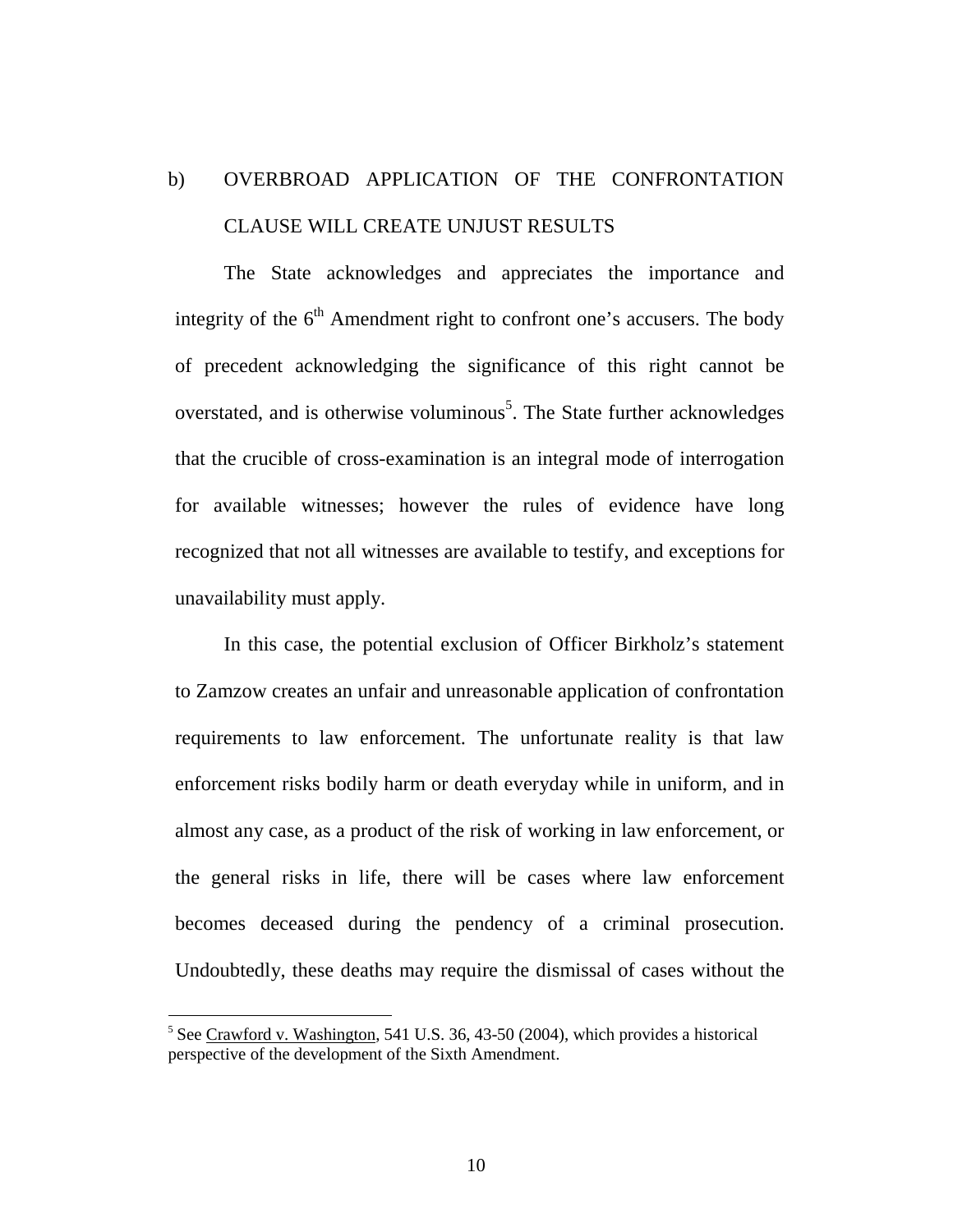## b) OVERBROAD APPLICATION OF THE CONFRONTATION CLAUSE WILL CREATE UNJUST RESULTS

The State acknowledges and appreciates the importance and integrity of the 6th Amendment right to confront one's accusers. The body of precedent acknowledging the significance of this right cannot be overstated, and is otherwise voluminous[5]. The State further acknowledges that the crucible of cross-examination is an integral mode of interrogation for available witnesses; however the rules of evidence have long recognized that not all witnesses are available to testify, and exceptions for unavailability must apply.

In this case, the potential exclusion of Officer Birkholz's statement to Zamzow creates an unfair and unreasonable application of confrontation requirements to law enforcement. The unfortunate reality is that law enforcement risks bodily harm or death everyday while in uniform, and in almost any case, as a product of the risk of working in law enforcement, or the general risks in life, there will be cases where law enforcement becomes deceased during the pendency of a criminal prosecution. Undoubtedly, these deaths may require the dismissal of cases without the

---

[5] See Crawford v. Washington, 541 U.S. 36, 43-50 (2004), which provides a historical perspective of the development of the Sixth Amendment.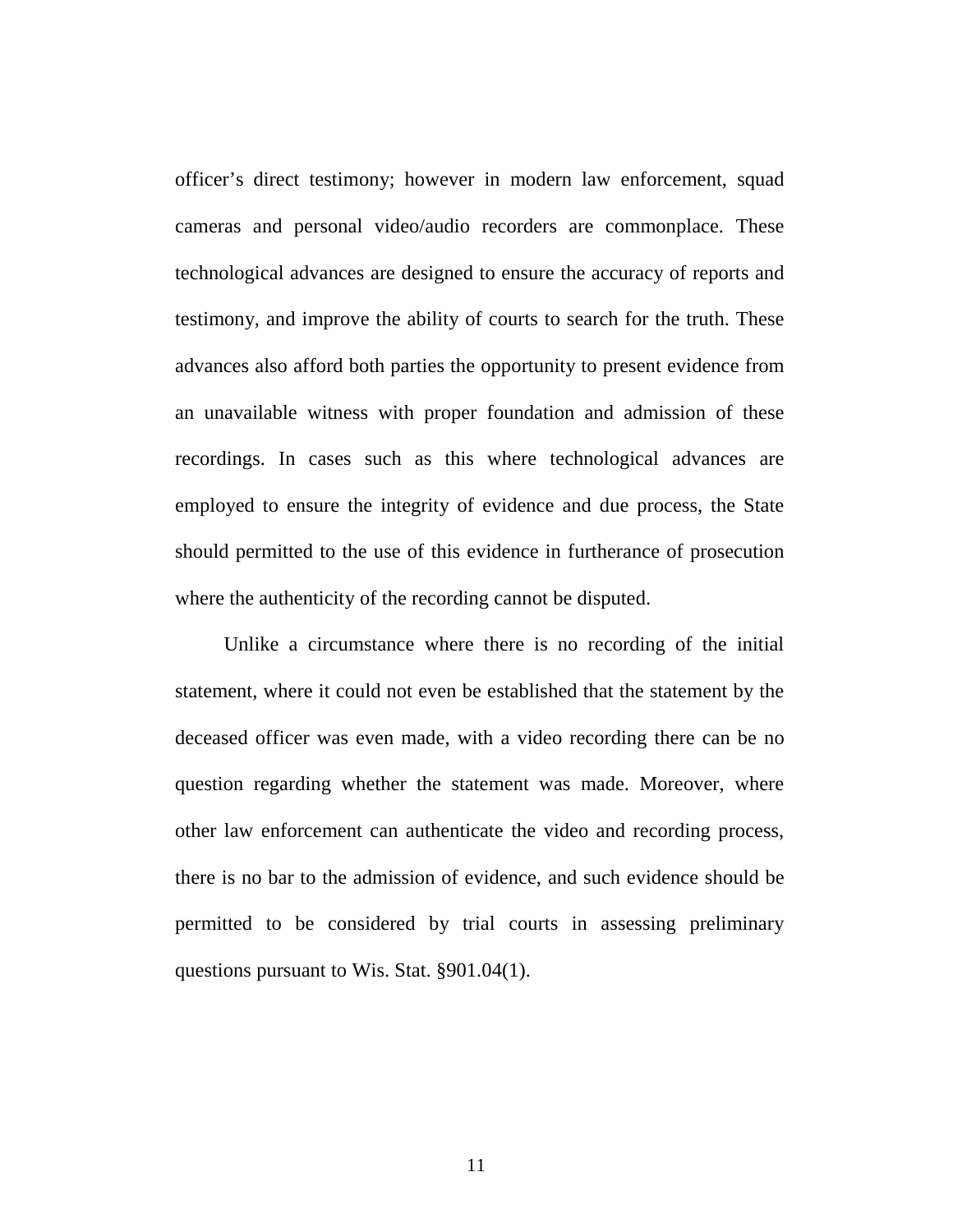officer's direct testimony; however in modern law enforcement, squad cameras and personal video/audio recorders are commonplace. These technological advances are designed to ensure the accuracy of reports and testimony, and improve the ability of courts to search for the truth. These advances also afford both parties the opportunity to present evidence from an unavailable witness with proper foundation and admission of these recordings. In cases such as this where technological advances are employed to ensure the integrity of evidence and due process, the State should permitted to the use of this evidence in furtherance of prosecution where the authenticity of the recording cannot be disputed.

Unlike a circumstance where there is no recording of the initial statement, where it could not even be established that the statement by the deceased officer was even made, with a video recording there can be no question regarding whether the statement was made. Moreover, where other law enforcement can authenticate the video and recording process, there is no bar to the admission of evidence, and such evidence should be permitted to be considered by trial courts in assessing preliminary questions pursuant to Wis. Stat. §901.04(1).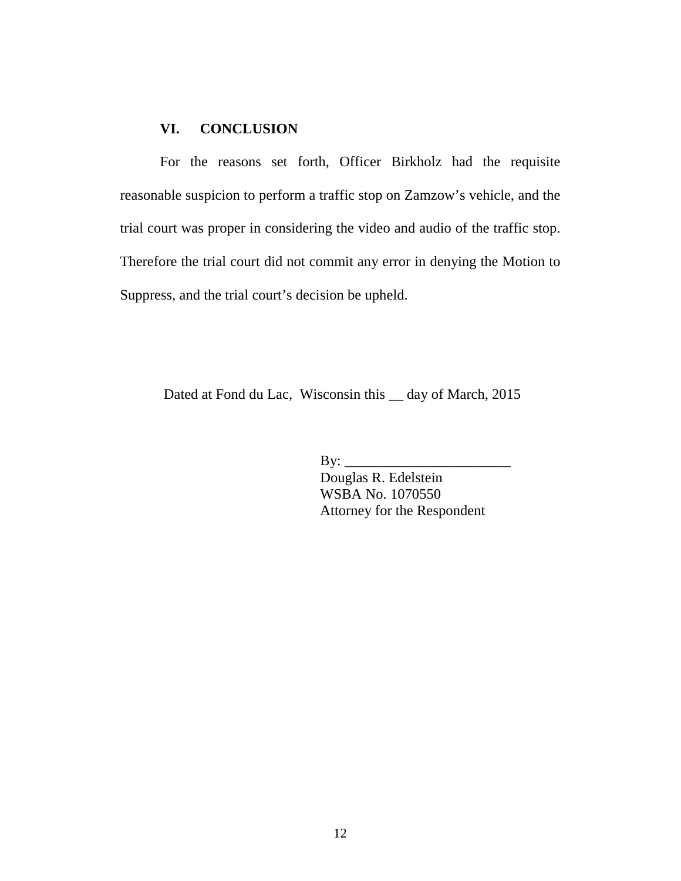## VI. CONCLUSION

For the reasons set forth, Officer Birkholz had the requisite reasonable suspicion to perform a traffic stop on Zamzow's vehicle, and the trial court was proper in considering the video and audio of the traffic stop. Therefore the trial court did not commit any error in denying the Motion to Suppress, and the trial court's decision be upheld.

Dated at Fond du Lac, Wisconsin this __ day of March, 2015

By: _______________________
Douglas R. Edelstein
WSBA No. 1070550
Attorney for the Respondent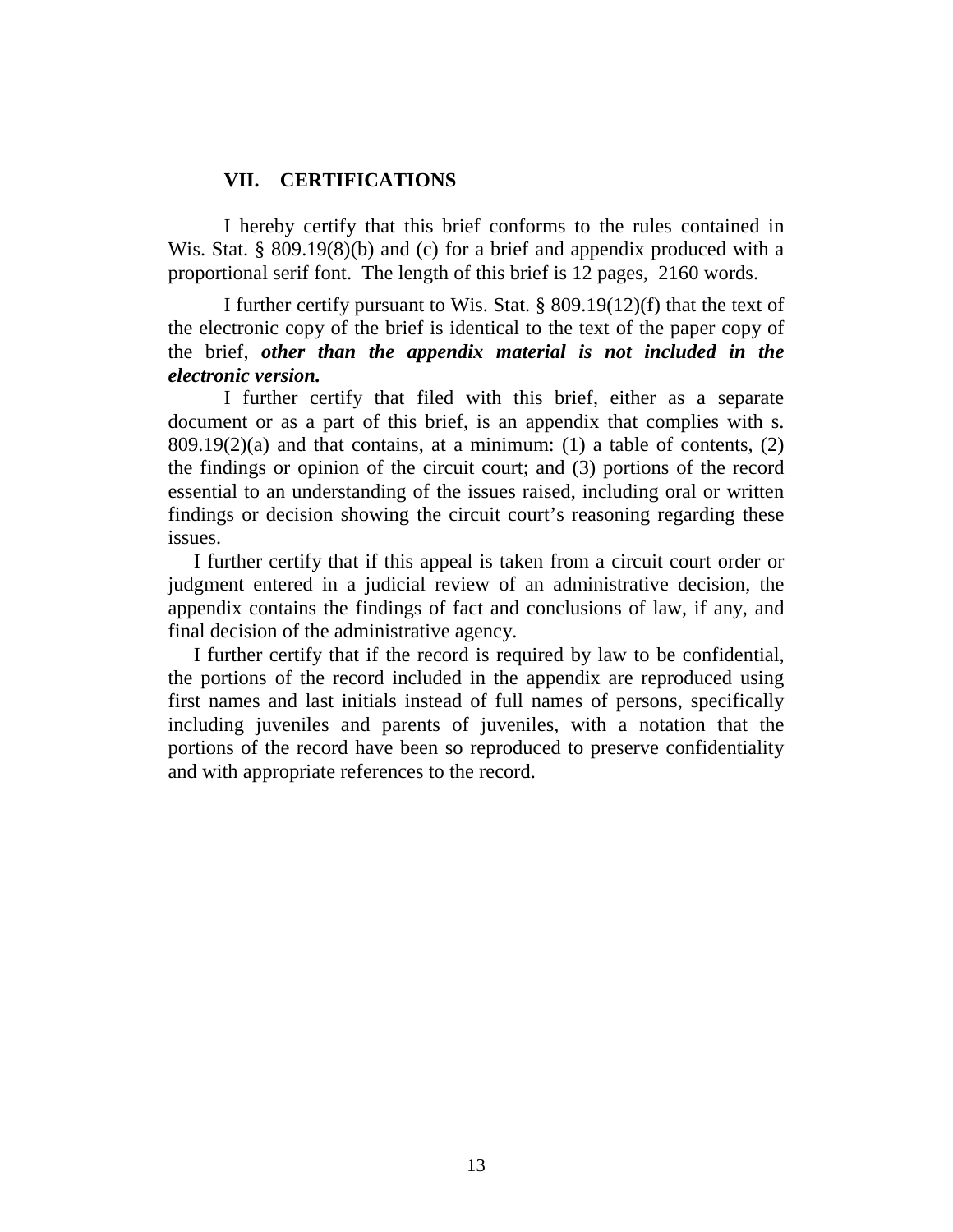## VII. CERTIFICATIONS

I hereby certify that this brief conforms to the rules contained in Wis. Stat. § 809.19(8)(b) and (c) for a brief and appendix produced with a proportional serif font. The length of this brief is 12 pages, 2160 words.

I further certify pursuant to Wis. Stat. § 809.19(12)(f) that the text of the electronic copy of the brief is identical to the text of the paper copy of the brief, ***other than the appendix material is not included in the electronic version.***

I further certify that filed with this brief, either as a separate document or as a part of this brief, is an appendix that complies with s. 809.19(2)(a) and that contains, at a minimum: (1) a table of contents, (2) the findings or opinion of the circuit court; and (3) portions of the record essential to an understanding of the issues raised, including oral or written findings or decision showing the circuit court's reasoning regarding these issues.

I further certify that if this appeal is taken from a circuit court order or judgment entered in a judicial review of an administrative decision, the appendix contains the findings of fact and conclusions of law, if any, and final decision of the administrative agency.

I further certify that if the record is required by law to be confidential, the portions of the record included in the appendix are reproduced using first names and last initials instead of full names of persons, specifically including juveniles and parents of juveniles, with a notation that the portions of the record have been so reproduced to preserve confidentiality and with appropriate references to the record.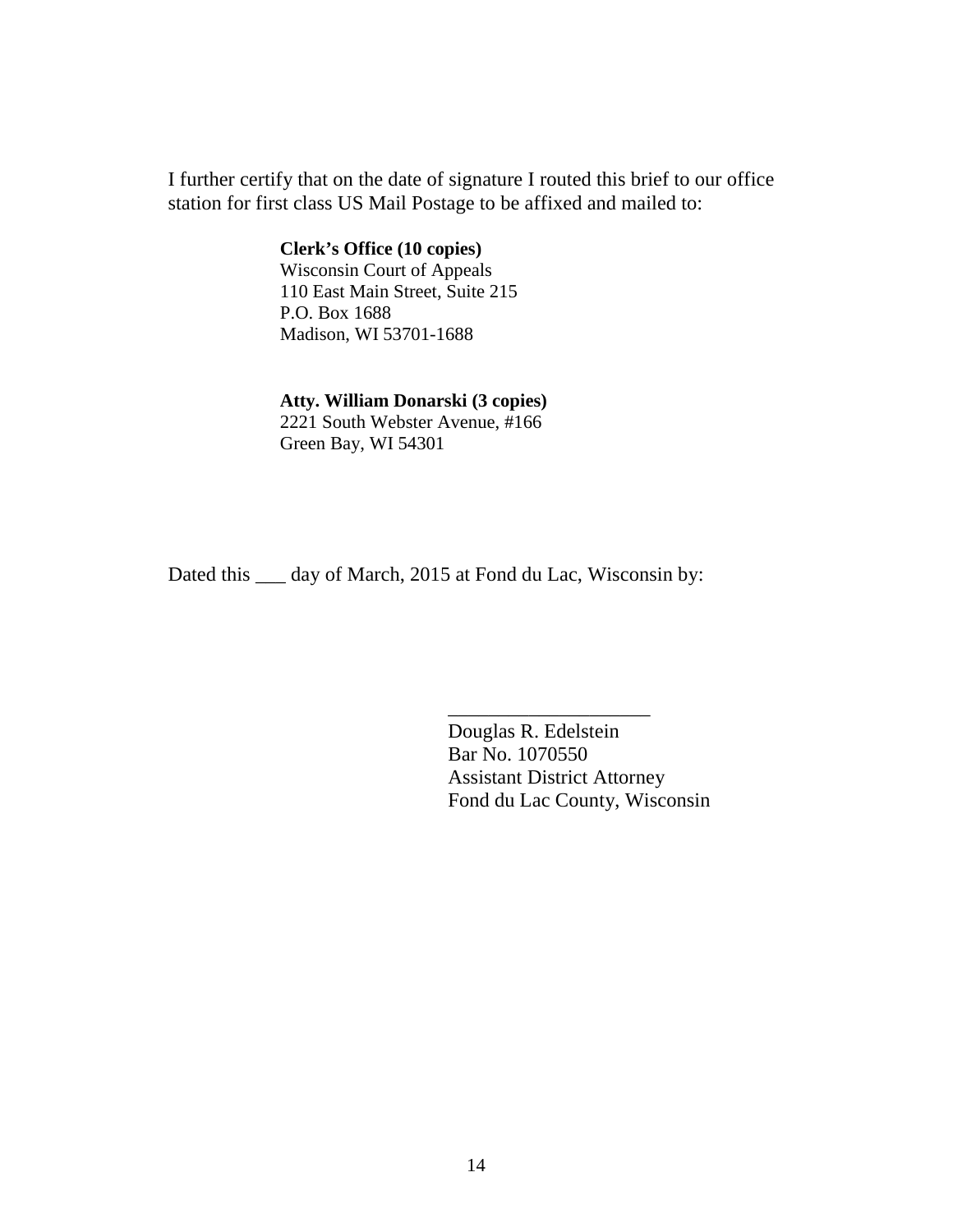I further certify that on the date of signature I routed this brief to our office station for first class US Mail Postage to be affixed and mailed to:

**Clerk's Office (10 copies)**
Wisconsin Court of Appeals
110 East Main Street, Suite 215
P.O. Box 1688
Madison, WI 53701-1688

**Atty. William Donarski (3 copies)**
2221 South Webster Avenue, #166
Green Bay, WI 54301

Dated this ___ day of March, 2015 at Fond du Lac, Wisconsin by:

____________________
Douglas R. Edelstein
Bar No. 1070550
Assistant District Attorney
Fond du Lac County, Wisconsin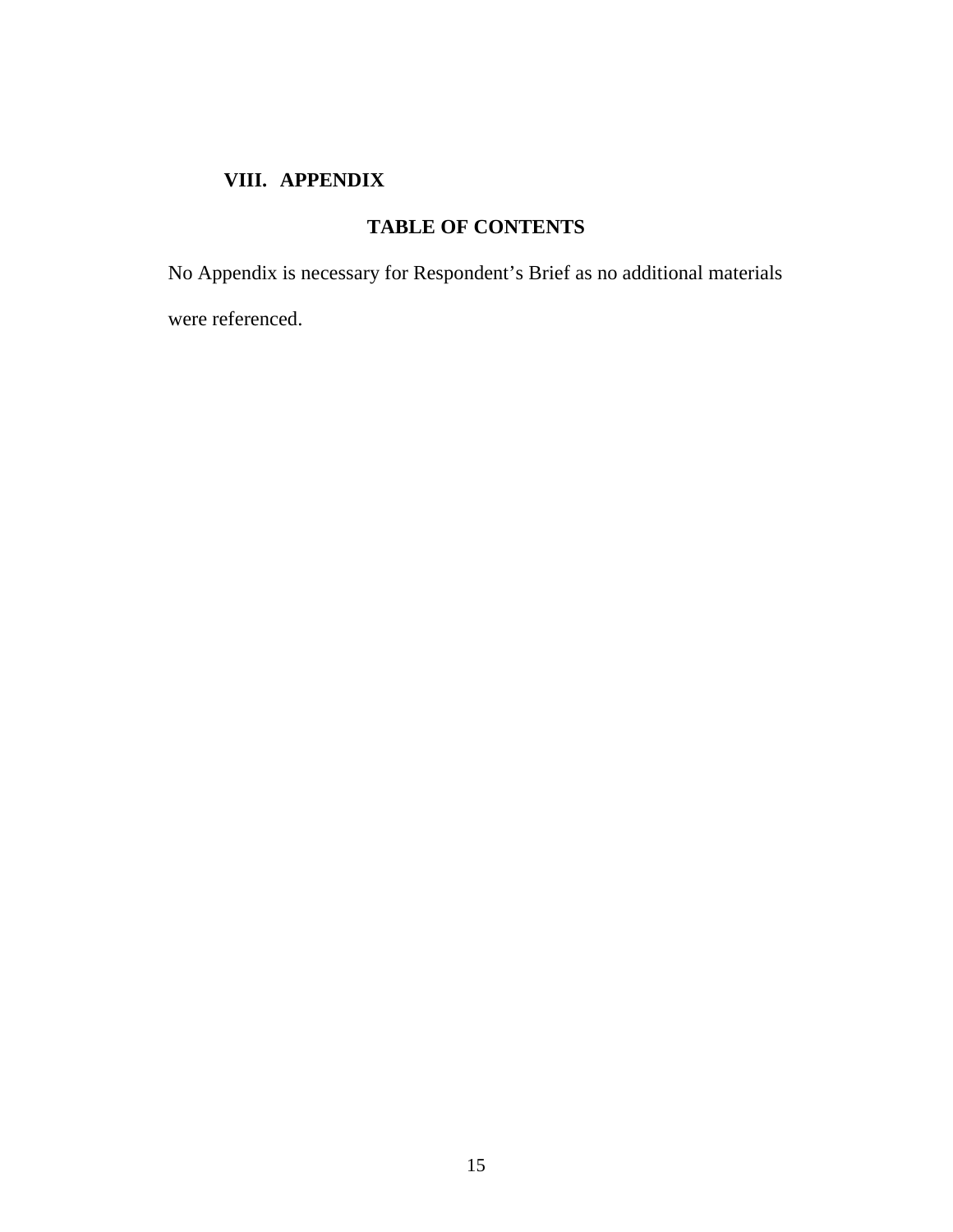## VIII. APPENDIX

### TABLE OF CONTENTS

No Appendix is necessary for Respondent’s Brief as no additional materials were referenced.